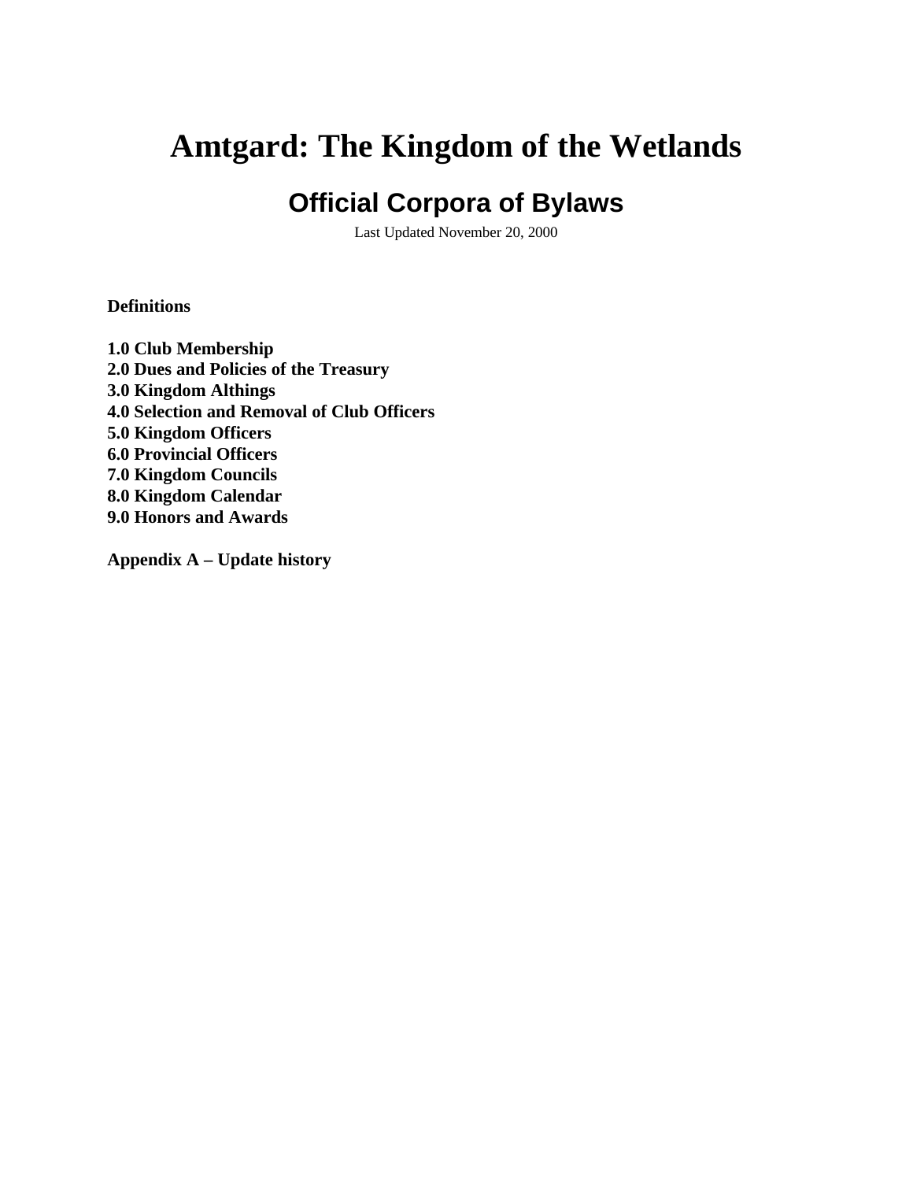# Amtgard: The Kingdom of the Wetlands

## Official Corpora of Bylaws

Last Updated November 20, 2000

**Definitions**

**1.0 Club Membership**
**2.0 Dues and Policies of the Treasury**
**3.0 Kingdom Althings**
**4.0 Selection and Removal of Club Officers**
**5.0 Kingdom Officers**
**6.0 Provincial Officers**
**7.0 Kingdom Councils**
**8.0 Kingdom Calendar**
**9.0 Honors and Awards**

**Appendix A – Update history**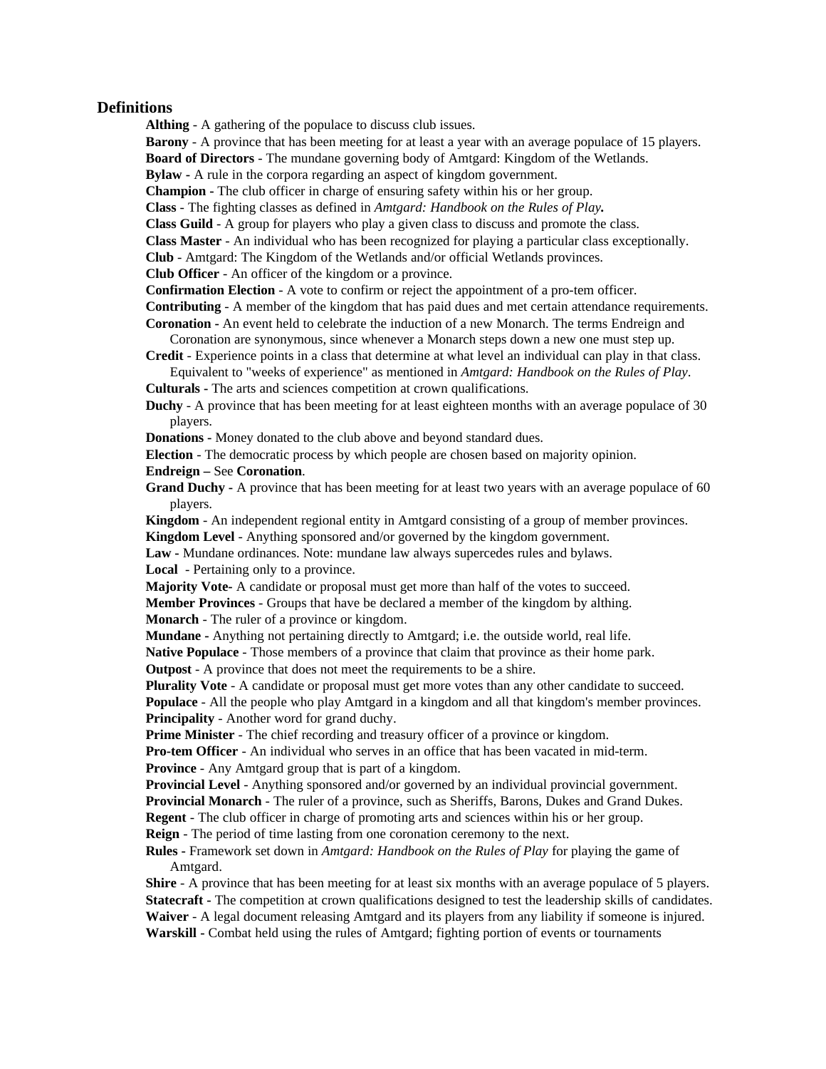## Definitions

**Althing** - A gathering of the populace to discuss club issues.

**Barony** - A province that has been meeting for at least a year with an average populace of 15 players.

**Board of Directors** - The mundane governing body of Amtgard: Kingdom of the Wetlands.

**Bylaw -** A rule in the corpora regarding an aspect of kingdom government.

**Champion -** The club officer in charge of ensuring safety within his or her group.

**Class** - The fighting classes as defined in *Amtgard: Handbook on the Rules of Play***.**

**Class Guild** - A group for players who play a given class to discuss and promote the class.

**Class Master** - An individual who has been recognized for playing a particular class exceptionally.

**Club** - Amtgard: The Kingdom of the Wetlands and/or official Wetlands provinces.

**Club Officer** - An officer of the kingdom or a province.

**Confirmation Election** - A vote to confirm or reject the appointment of a pro-tem officer.

**Contributing** - A member of the kingdom that has paid dues and met certain attendance requirements.

**Coronation -** An event held to celebrate the induction of a new Monarch. The terms Endreign and Coronation are synonymous, since whenever a Monarch steps down a new one must step up.

**Credit** - Experience points in a class that determine at what level an individual can play in that class. Equivalent to "weeks of experience" as mentioned in *Amtgard: Handbook on the Rules of Play*.

**Culturals -** The arts and sciences competition at crown qualifications.

**Duchy** - A province that has been meeting for at least eighteen months with an average populace of 30 players.

**Donations -** Money donated to the club above and beyond standard dues.

**Election** - The democratic process by which people are chosen based on majority opinion.

**Endreign –** See **Coronation**.

**Grand Duchy -** A province that has been meeting for at least two years with an average populace of 60 players.

**Kingdom** - An independent regional entity in Amtgard consisting of a group of member provinces.

**Kingdom Level** - Anything sponsored and/or governed by the kingdom government.

**Law -** Mundane ordinances. Note: mundane law always supercedes rules and bylaws.

**Local** - Pertaining only to a province.

**Majority Vote-** A candidate or proposal must get more than half of the votes to succeed.

**Member Provinces** - Groups that have be declared a member of the kingdom by althing.

**Monarch** - The ruler of a province or kingdom.

**Mundane -** Anything not pertaining directly to Amtgard; i.e. the outside world, real life.

**Native Populace** - Those members of a province that claim that province as their home park.

**Outpost** - A province that does not meet the requirements to be a shire.

**Plurality Vote** - A candidate or proposal must get more votes than any other candidate to succeed.

**Populace** - All the people who play Amtgard in a kingdom and all that kingdom's member provinces.

**Principality** - Another word for grand duchy.

**Prime Minister** - The chief recording and treasury officer of a province or kingdom.

**Pro-tem Officer** - An individual who serves in an office that has been vacated in mid-term.

**Province** - Any Amtgard group that is part of a kingdom.

**Provincial Level** - Anything sponsored and/or governed by an individual provincial government.

**Provincial Monarch** - The ruler of a province, such as Sheriffs, Barons, Dukes and Grand Dukes.

**Regent** - The club officer in charge of promoting arts and sciences within his or her group.

**Reign** - The period of time lasting from one coronation ceremony to the next.

**Rules -** Framework set down in *Amtgard: Handbook on the Rules of Play* for playing the game of Amtgard.

**Shire** - A province that has been meeting for at least six months with an average populace of 5 players.

**Statecraft -** The competition at crown qualifications designed to test the leadership skills of candidates.

**Waiver** - A legal document releasing Amtgard and its players from any liability if someone is injured.

**Warskill -** Combat held using the rules of Amtgard; fighting portion of events or tournaments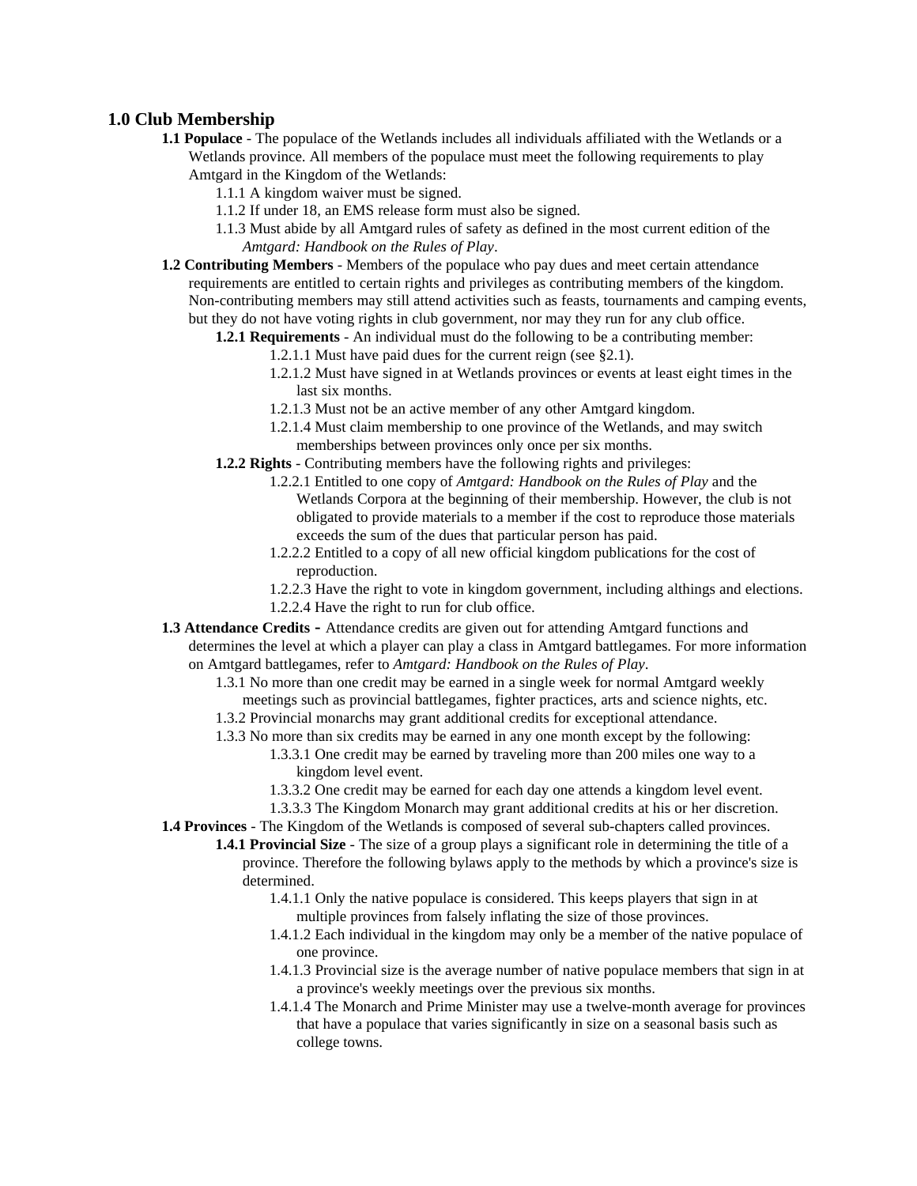## 1.0 Club Membership

**1.1 Populace** - The populace of the Wetlands includes all individuals affiliated with the Wetlands or a Wetlands province. All members of the populace must meet the following requirements to play Amtgard in the Kingdom of the Wetlands:

- 1.1.1 A kingdom waiver must be signed.
- 1.1.2 If under 18, an EMS release form must also be signed.
- 1.1.3 Must abide by all Amtgard rules of safety as defined in the most current edition of the *Amtgard: Handbook on the Rules of Play*.

**1.2 Contributing Members** - Members of the populace who pay dues and meet certain attendance requirements are entitled to certain rights and privileges as contributing members of the kingdom. Non-contributing members may still attend activities such as feasts, tournaments and camping events, but they do not have voting rights in club government, nor may they run for any club office.

**1.2.1 Requirements** - An individual must do the following to be a contributing member:

- 1.2.1.1 Must have paid dues for the current reign (see §2.1).
- 1.2.1.2 Must have signed in at Wetlands provinces or events at least eight times in the last six months.
- 1.2.1.3 Must not be an active member of any other Amtgard kingdom.
- 1.2.1.4 Must claim membership to one province of the Wetlands, and may switch memberships between provinces only once per six months.

**1.2.2 Rights** - Contributing members have the following rights and privileges:

- 1.2.2.1 Entitled to one copy of *Amtgard: Handbook on the Rules of Play* and the Wetlands Corpora at the beginning of their membership. However, the club is not obligated to provide materials to a member if the cost to reproduce those materials exceeds the sum of the dues that particular person has paid.
- 1.2.2.2 Entitled to a copy of all new official kingdom publications for the cost of reproduction.
- 1.2.2.3 Have the right to vote in kingdom government, including althings and elections.
- 1.2.2.4 Have the right to run for club office.

**1.3 Attendance Credits -** Attendance credits are given out for attending Amtgard functions and determines the level at which a player can play a class in Amtgard battlegames. For more information on Amtgard battlegames, refer to *Amtgard: Handbook on the Rules of Play*.

- 1.3.1 No more than one credit may be earned in a single week for normal Amtgard weekly meetings such as provincial battlegames, fighter practices, arts and science nights, etc.
- 1.3.2 Provincial monarchs may grant additional credits for exceptional attendance.
- 1.3.3 No more than six credits may be earned in any one month except by the following:
  - 1.3.3.1 One credit may be earned by traveling more than 200 miles one way to a kingdom level event.
  - 1.3.3.2 One credit may be earned for each day one attends a kingdom level event.
  - 1.3.3.3 The Kingdom Monarch may grant additional credits at his or her discretion.

**1.4 Provinces** - The Kingdom of the Wetlands is composed of several sub-chapters called provinces.

**1.4.1 Provincial Size** - The size of a group plays a significant role in determining the title of a province. Therefore the following bylaws apply to the methods by which a province's size is determined.

- 1.4.1.1 Only the native populace is considered. This keeps players that sign in at multiple provinces from falsely inflating the size of those provinces.
- 1.4.1.2 Each individual in the kingdom may only be a member of the native populace of one province.
- 1.4.1.3 Provincial size is the average number of native populace members that sign in at a province's weekly meetings over the previous six months.
- 1.4.1.4 The Monarch and Prime Minister may use a twelve-month average for provinces that have a populace that varies significantly in size on a seasonal basis such as college towns.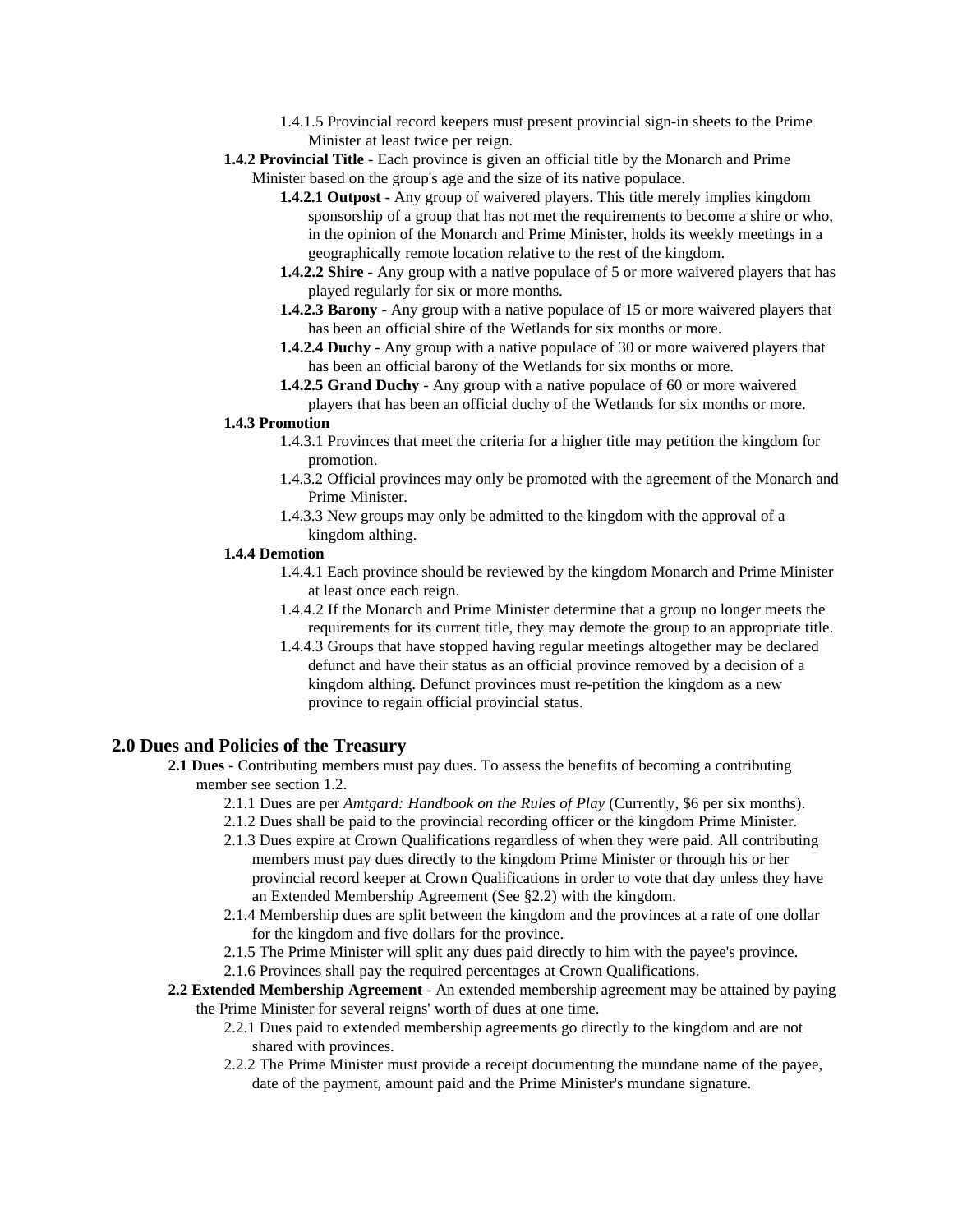1.4.1.5 Provincial record keepers must present provincial sign-in sheets to the Prime Minister at least twice per reign.

**1.4.2 Provincial Title** - Each province is given an official title by the Monarch and Prime Minister based on the group's age and the size of its native populace.

**1.4.2.1 Outpost** - Any group of waivered players. This title merely implies kingdom sponsorship of a group that has not met the requirements to become a shire or who, in the opinion of the Monarch and Prime Minister, holds its weekly meetings in a geographically remote location relative to the rest of the kingdom.

**1.4.2.2 Shire** - Any group with a native populace of 5 or more waivered players that has played regularly for six or more months.

**1.4.2.3 Barony** - Any group with a native populace of 15 or more waivered players that has been an official shire of the Wetlands for six months or more.

**1.4.2.4 Duchy** - Any group with a native populace of 30 or more waivered players that has been an official barony of the Wetlands for six months or more.

**1.4.2.5 Grand Duchy** - Any group with a native populace of 60 or more waivered players that has been an official duchy of the Wetlands for six months or more.

**1.4.3 Promotion**

1.4.3.1 Provinces that meet the criteria for a higher title may petition the kingdom for promotion.

1.4.3.2 Official provinces may only be promoted with the agreement of the Monarch and Prime Minister.

1.4.3.3 New groups may only be admitted to the kingdom with the approval of a kingdom althing.

**1.4.4 Demotion**

1.4.4.1 Each province should be reviewed by the kingdom Monarch and Prime Minister at least once each reign.

1.4.4.2 If the Monarch and Prime Minister determine that a group no longer meets the requirements for its current title, they may demote the group to an appropriate title.

1.4.4.3 Groups that have stopped having regular meetings altogether may be declared defunct and have their status as an official province removed by a decision of a kingdom althing. Defunct provinces must re-petition the kingdom as a new province to regain official provincial status.

## 2.0 Dues and Policies of the Treasury

**2.1 Dues** - Contributing members must pay dues. To assess the benefits of becoming a contributing member see section 1.2.

2.1.1 Dues are per *Amtgard: Handbook on the Rules of Play* (Currently, $6 per six months).

2.1.2 Dues shall be paid to the provincial recording officer or the kingdom Prime Minister.

2.1.3 Dues expire at Crown Qualifications regardless of when they were paid. All contributing members must pay dues directly to the kingdom Prime Minister or through his or her provincial record keeper at Crown Qualifications in order to vote that day unless they have an Extended Membership Agreement (See §2.2) with the kingdom.

2.1.4 Membership dues are split between the kingdom and the provinces at a rate of one dollar for the kingdom and five dollars for the province.

2.1.5 The Prime Minister will split any dues paid directly to him with the payee's province.

2.1.6 Provinces shall pay the required percentages at Crown Qualifications.

**2.2 Extended Membership Agreement** - An extended membership agreement may be attained by paying the Prime Minister for several reigns' worth of dues at one time.

2.2.1 Dues paid to extended membership agreements go directly to the kingdom and are not shared with provinces.

2.2.2 The Prime Minister must provide a receipt documenting the mundane name of the payee, date of the payment, amount paid and the Prime Minister's mundane signature.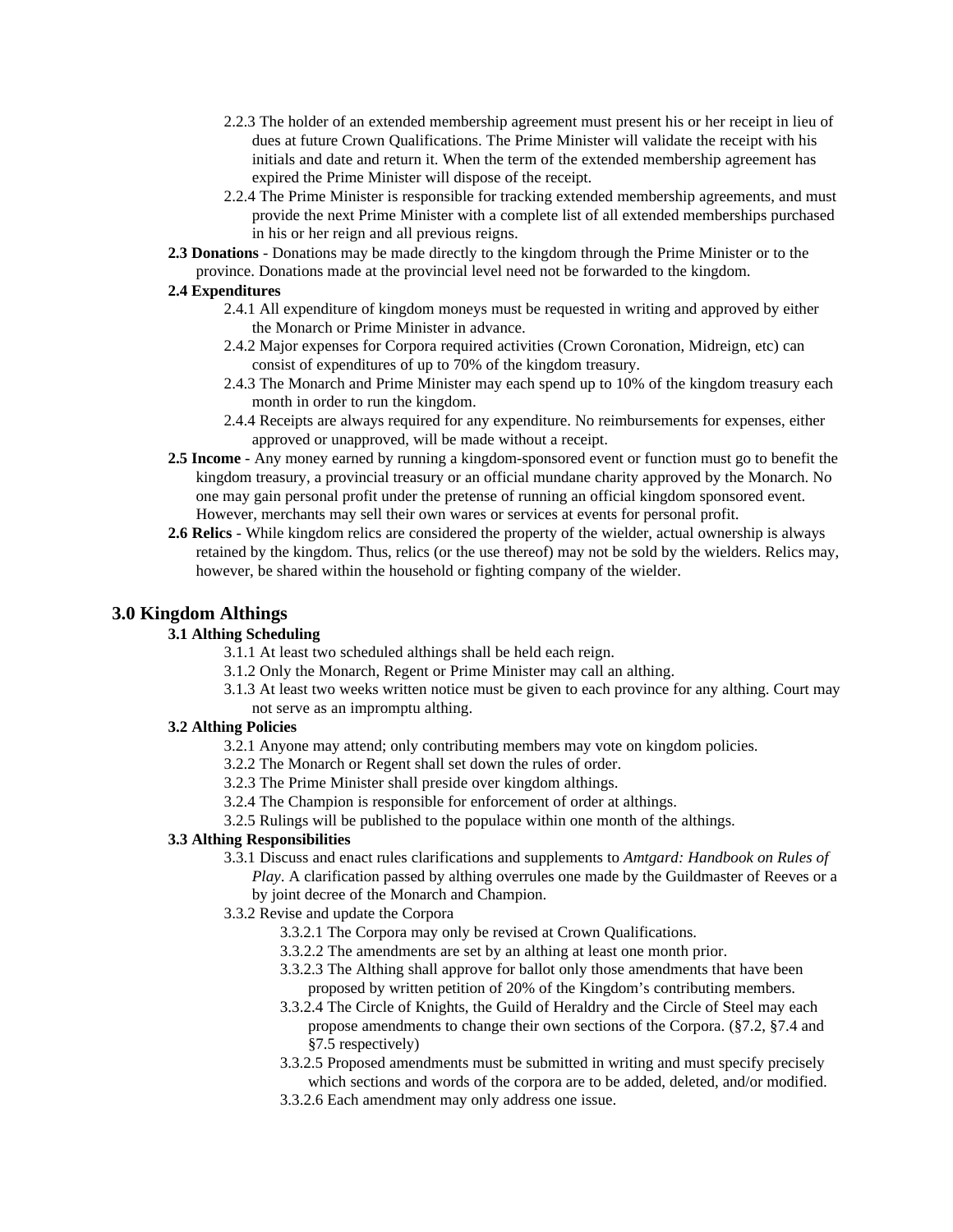2.2.3 The holder of an extended membership agreement must present his or her receipt in lieu of dues at future Crown Qualifications. The Prime Minister will validate the receipt with his initials and date and return it. When the term of the extended membership agreement has expired the Prime Minister will dispose of the receipt.

2.2.4 The Prime Minister is responsible for tracking extended membership agreements, and must provide the next Prime Minister with a complete list of all extended memberships purchased in his or her reign and all previous reigns.

**2.3 Donations** - Donations may be made directly to the kingdom through the Prime Minister or to the province. Donations made at the provincial level need not be forwarded to the kingdom.

**2.4 Expenditures**

2.4.1 All expenditure of kingdom moneys must be requested in writing and approved by either the Monarch or Prime Minister in advance.

2.4.2 Major expenses for Corpora required activities (Crown Coronation, Midreign, etc) can consist of expenditures of up to 70% of the kingdom treasury.

2.4.3 The Monarch and Prime Minister may each spend up to 10% of the kingdom treasury each month in order to run the kingdom.

2.4.4 Receipts are always required for any expenditure. No reimbursements for expenses, either approved or unapproved, will be made without a receipt.

**2.5 Income** - Any money earned by running a kingdom-sponsored event or function must go to benefit the kingdom treasury, a provincial treasury or an official mundane charity approved by the Monarch. No one may gain personal profit under the pretense of running an official kingdom sponsored event. However, merchants may sell their own wares or services at events for personal profit.

**2.6 Relics** - While kingdom relics are considered the property of the wielder, actual ownership is always retained by the kingdom. Thus, relics (or the use thereof) may not be sold by the wielders. Relics may, however, be shared within the household or fighting company of the wielder.

## 3.0 Kingdom Althings

**3.1 Althing Scheduling**

3.1.1 At least two scheduled althings shall be held each reign.

3.1.2 Only the Monarch, Regent or Prime Minister may call an althing.

3.1.3 At least two weeks written notice must be given to each province for any althing. Court may not serve as an impromptu althing.

**3.2 Althing Policies**

3.2.1 Anyone may attend; only contributing members may vote on kingdom policies.

3.2.2 The Monarch or Regent shall set down the rules of order.

3.2.3 The Prime Minister shall preside over kingdom althings.

3.2.4 The Champion is responsible for enforcement of order at althings.

3.2.5 Rulings will be published to the populace within one month of the althings.

**3.3 Althing Responsibilities**

3.3.1 Discuss and enact rules clarifications and supplements to *Amtgard: Handbook on Rules of Play*. A clarification passed by althing overrules one made by the Guildmaster of Reeves or a by joint decree of the Monarch and Champion.

3.3.2 Revise and update the Corpora

3.3.2.1 The Corpora may only be revised at Crown Qualifications.

3.3.2.2 The amendments are set by an althing at least one month prior.

3.3.2.3 The Althing shall approve for ballot only those amendments that have been proposed by written petition of 20% of the Kingdom's contributing members.

3.3.2.4 The Circle of Knights, the Guild of Heraldry and the Circle of Steel may each propose amendments to change their own sections of the Corpora. (§7.2, §7.4 and §7.5 respectively)

3.3.2.5 Proposed amendments must be submitted in writing and must specify precisely which sections and words of the corpora are to be added, deleted, and/or modified.

3.3.2.6 Each amendment may only address one issue.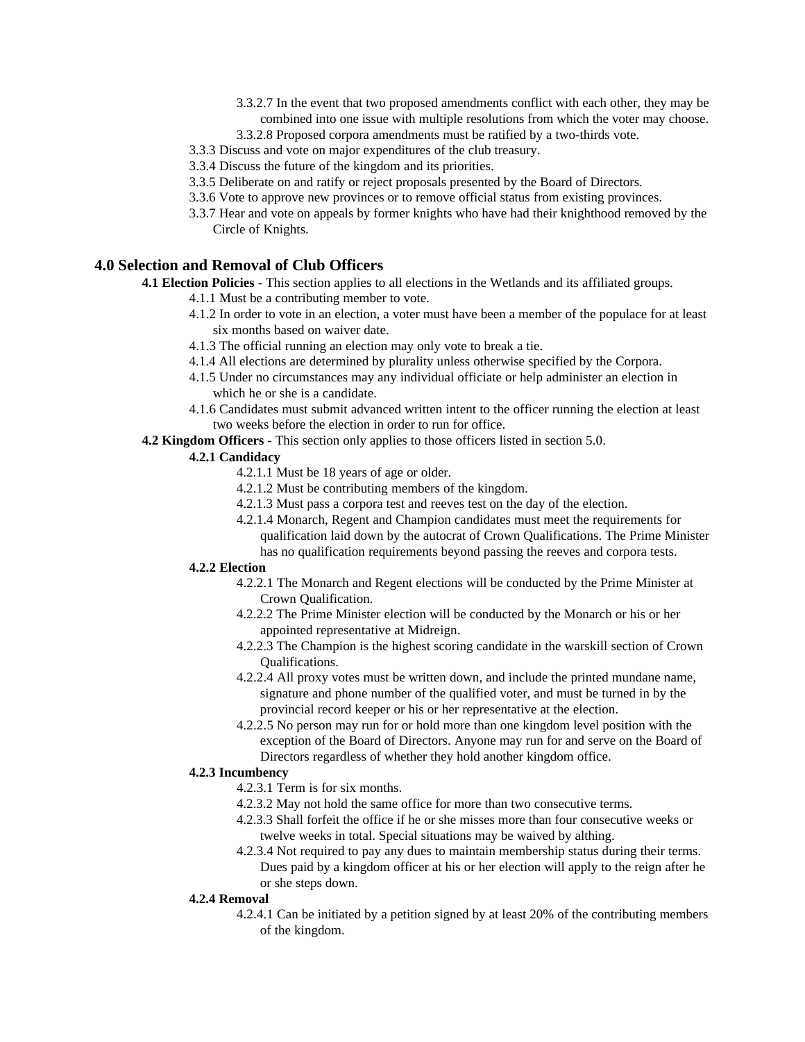- 3.3.2.7 In the event that two proposed amendments conflict with each other, they may be combined into one issue with multiple resolutions from which the voter may choose.
- 3.3.2.8 Proposed corpora amendments must be ratified by a two-thirds vote.

3.3.3 Discuss and vote on major expenditures of the club treasury.

3.3.4 Discuss the future of the kingdom and its priorities.

3.3.5 Deliberate on and ratify or reject proposals presented by the Board of Directors.

3.3.6 Vote to approve new provinces or to remove official status from existing provinces.

3.3.7 Hear and vote on appeals by former knights who have had their knighthood removed by the Circle of Knights.

## 4.0 Selection and Removal of Club Officers

**4.1 Election Policies** - This section applies to all elections in the Wetlands and its affiliated groups.

4.1.1 Must be a contributing member to vote.

4.1.2 In order to vote in an election, a voter must have been a member of the populace for at least six months based on waiver date.

4.1.3 The official running an election may only vote to break a tie.

4.1.4 All elections are determined by plurality unless otherwise specified by the Corpora.

4.1.5 Under no circumstances may any individual officiate or help administer an election in which he or she is a candidate.

4.1.6 Candidates must submit advanced written intent to the officer running the election at least two weeks before the election in order to run for office.

**4.2 Kingdom Officers** - This section only applies to those officers listed in section 5.0.

**4.2.1 Candidacy**

- 4.2.1.1 Must be 18 years of age or older.
- 4.2.1.2 Must be contributing members of the kingdom.
- 4.2.1.3 Must pass a corpora test and reeves test on the day of the election.
- 4.2.1.4 Monarch, Regent and Champion candidates must meet the requirements for qualification laid down by the autocrat of Crown Qualifications. The Prime Minister has no qualification requirements beyond passing the reeves and corpora tests.

**4.2.2 Election**

- 4.2.2.1 The Monarch and Regent elections will be conducted by the Prime Minister at Crown Qualification.
- 4.2.2.2 The Prime Minister election will be conducted by the Monarch or his or her appointed representative at Midreign.
- 4.2.2.3 The Champion is the highest scoring candidate in the warskill section of Crown Qualifications.
- 4.2.2.4 All proxy votes must be written down, and include the printed mundane name, signature and phone number of the qualified voter, and must be turned in by the provincial record keeper or his or her representative at the election.
- 4.2.2.5 No person may run for or hold more than one kingdom level position with the exception of the Board of Directors. Anyone may run for and serve on the Board of Directors regardless of whether they hold another kingdom office.

**4.2.3 Incumbency**

- 4.2.3.1 Term is for six months.
- 4.2.3.2 May not hold the same office for more than two consecutive terms.
- 4.2.3.3 Shall forfeit the office if he or she misses more than four consecutive weeks or twelve weeks in total. Special situations may be waived by althing.
- 4.2.3.4 Not required to pay any dues to maintain membership status during their terms. Dues paid by a kingdom officer at his or her election will apply to the reign after he or she steps down.

**4.2.4 Removal**

- 4.2.4.1 Can be initiated by a petition signed by at least 20% of the contributing members of the kingdom.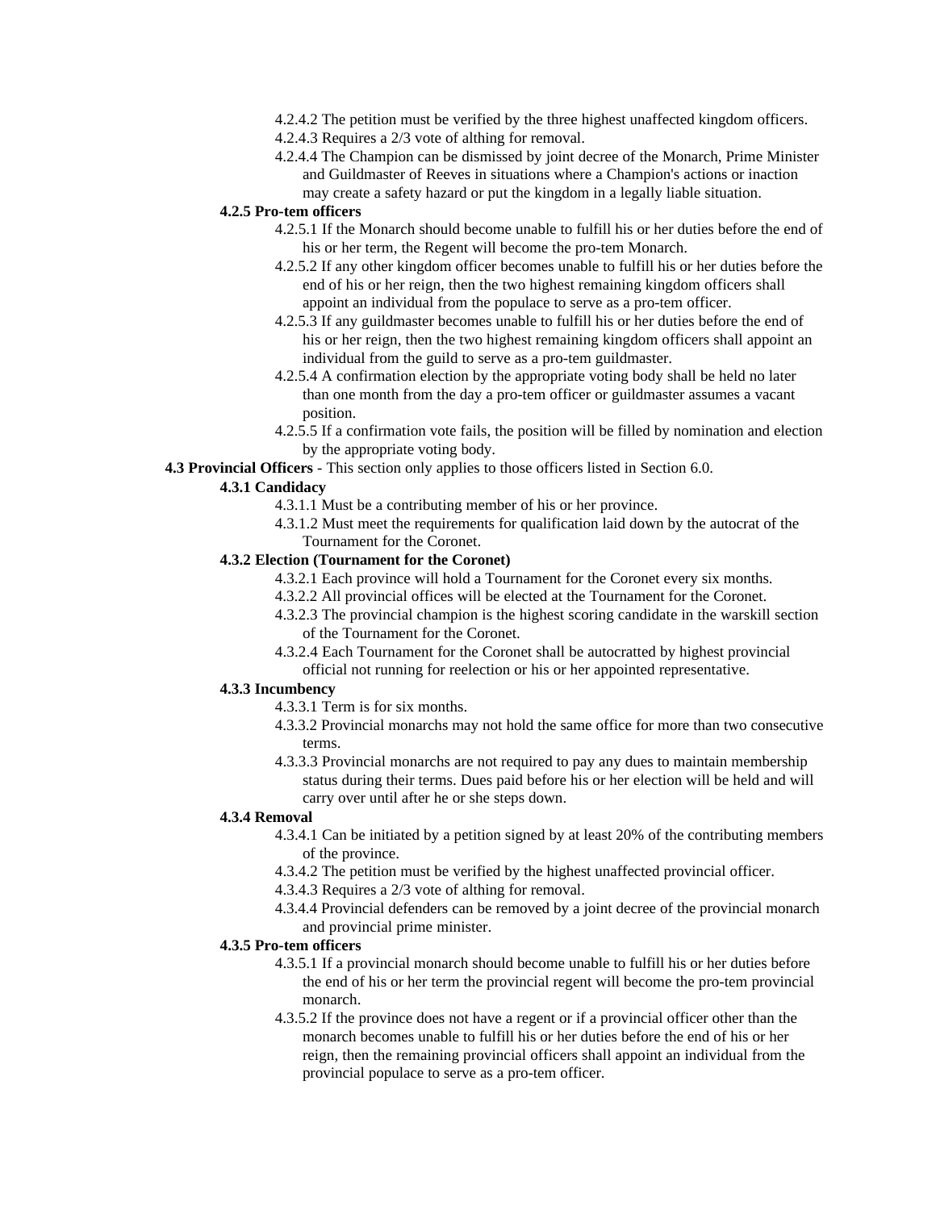4.2.4.2 The petition must be verified by the three highest unaffected kingdom officers.

4.2.4.3 Requires a 2/3 vote of althing for removal.

4.2.4.4 The Champion can be dismissed by joint decree of the Monarch, Prime Minister and Guildmaster of Reeves in situations where a Champion's actions or inaction may create a safety hazard or put the kingdom in a legally liable situation.

**4.2.5 Pro-tem officers**

4.2.5.1 If the Monarch should become unable to fulfill his or her duties before the end of his or her term, the Regent will become the pro-tem Monarch.

4.2.5.2 If any other kingdom officer becomes unable to fulfill his or her duties before the end of his or her reign, then the two highest remaining kingdom officers shall appoint an individual from the populace to serve as a pro-tem officer.

4.2.5.3 If any guildmaster becomes unable to fulfill his or her duties before the end of his or her reign, then the two highest remaining kingdom officers shall appoint an individual from the guild to serve as a pro-tem guildmaster.

4.2.5.4 A confirmation election by the appropriate voting body shall be held no later than one month from the day a pro-tem officer or guildmaster assumes a vacant position.

4.2.5.5 If a confirmation vote fails, the position will be filled by nomination and election by the appropriate voting body.

**4.3 Provincial Officers** - This section only applies to those officers listed in Section 6.0.

**4.3.1 Candidacy**

4.3.1.1 Must be a contributing member of his or her province.

4.3.1.2 Must meet the requirements for qualification laid down by the autocrat of the Tournament for the Coronet.

**4.3.2 Election (Tournament for the Coronet)**

4.3.2.1 Each province will hold a Tournament for the Coronet every six months.

4.3.2.2 All provincial offices will be elected at the Tournament for the Coronet.

4.3.2.3 The provincial champion is the highest scoring candidate in the warskill section of the Tournament for the Coronet.

4.3.2.4 Each Tournament for the Coronet shall be autocratted by highest provincial official not running for reelection or his or her appointed representative.

**4.3.3 Incumbency**

4.3.3.1 Term is for six months.

4.3.3.2 Provincial monarchs may not hold the same office for more than two consecutive terms.

4.3.3.3 Provincial monarchs are not required to pay any dues to maintain membership status during their terms. Dues paid before his or her election will be held and will carry over until after he or she steps down.

**4.3.4 Removal**

4.3.4.1 Can be initiated by a petition signed by at least 20% of the contributing members of the province.

4.3.4.2 The petition must be verified by the highest unaffected provincial officer.

4.3.4.3 Requires a 2/3 vote of althing for removal.

4.3.4.4 Provincial defenders can be removed by a joint decree of the provincial monarch and provincial prime minister.

**4.3.5 Pro-tem officers**

4.3.5.1 If a provincial monarch should become unable to fulfill his or her duties before the end of his or her term the provincial regent will become the pro-tem provincial monarch.

4.3.5.2 If the province does not have a regent or if a provincial officer other than the monarch becomes unable to fulfill his or her duties before the end of his or her reign, then the remaining provincial officers shall appoint an individual from the provincial populace to serve as a pro-tem officer.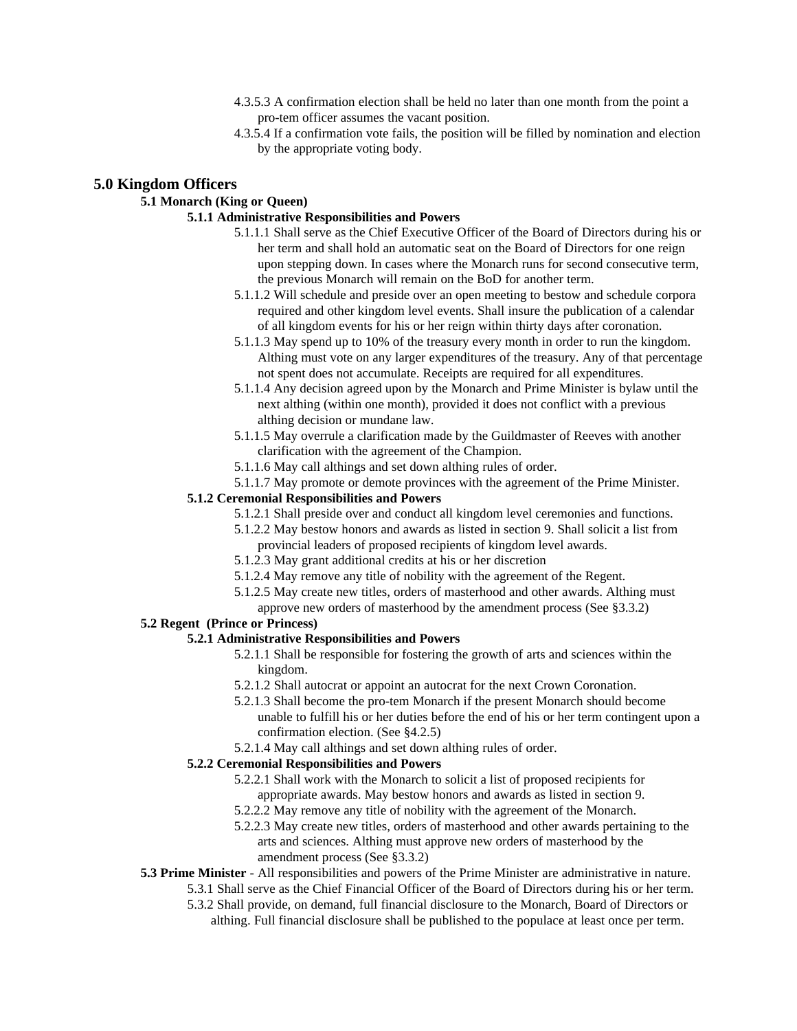4.3.5.3 A confirmation election shall be held no later than one month from the point a pro-tem officer assumes the vacant position.

4.3.5.4 If a confirmation vote fails, the position will be filled by nomination and election by the appropriate voting body.

# 5.0 Kingdom Officers

## 5.1 Monarch (King or Queen)

### 5.1.1 Administrative Responsibilities and Powers

5.1.1.1 Shall serve as the Chief Executive Officer of the Board of Directors during his or her term and shall hold an automatic seat on the Board of Directors for one reign upon stepping down. In cases where the Monarch runs for second consecutive term, the previous Monarch will remain on the BoD for another term.

5.1.1.2 Will schedule and preside over an open meeting to bestow and schedule corpora required and other kingdom level events. Shall insure the publication of a calendar of all kingdom events for his or her reign within thirty days after coronation.

5.1.1.3 May spend up to 10% of the treasury every month in order to run the kingdom. Althing must vote on any larger expenditures of the treasury. Any of that percentage not spent does not accumulate. Receipts are required for all expenditures.

5.1.1.4 Any decision agreed upon by the Monarch and Prime Minister is bylaw until the next althing (within one month), provided it does not conflict with a previous althing decision or mundane law.

5.1.1.5 May overrule a clarification made by the Guildmaster of Reeves with another clarification with the agreement of the Champion.

5.1.1.6 May call althings and set down althing rules of order.

5.1.1.7 May promote or demote provinces with the agreement of the Prime Minister.

### 5.1.2 Ceremonial Responsibilities and Powers

5.1.2.1 Shall preside over and conduct all kingdom level ceremonies and functions.

5.1.2.2 May bestow honors and awards as listed in section 9. Shall solicit a list from provincial leaders of proposed recipients of kingdom level awards.

5.1.2.3 May grant additional credits at his or her discretion

5.1.2.4 May remove any title of nobility with the agreement of the Regent.

5.1.2.5 May create new titles, orders of masterhood and other awards. Althing must approve new orders of masterhood by the amendment process (See §3.3.2)

## 5.2 Regent (Prince or Princess)

### 5.2.1 Administrative Responsibilities and Powers

5.2.1.1 Shall be responsible for fostering the growth of arts and sciences within the kingdom.

5.2.1.2 Shall autocrat or appoint an autocrat for the next Crown Coronation.

5.2.1.3 Shall become the pro-tem Monarch if the present Monarch should become unable to fulfill his or her duties before the end of his or her term contingent upon a confirmation election. (See §4.2.5)

5.2.1.4 May call althings and set down althing rules of order.

### 5.2.2 Ceremonial Responsibilities and Powers

5.2.2.1 Shall work with the Monarch to solicit a list of proposed recipients for appropriate awards. May bestow honors and awards as listed in section 9.

5.2.2.2 May remove any title of nobility with the agreement of the Monarch.

5.2.2.3 May create new titles, orders of masterhood and other awards pertaining to the arts and sciences. Althing must approve new orders of masterhood by the amendment process (See §3.3.2)

## 5.3 Prime Minister

**5.3 Prime Minister** - All responsibilities and powers of the Prime Minister are administrative in nature.

5.3.1 Shall serve as the Chief Financial Officer of the Board of Directors during his or her term.

5.3.2 Shall provide, on demand, full financial disclosure to the Monarch, Board of Directors or althing. Full financial disclosure shall be published to the populace at least once per term.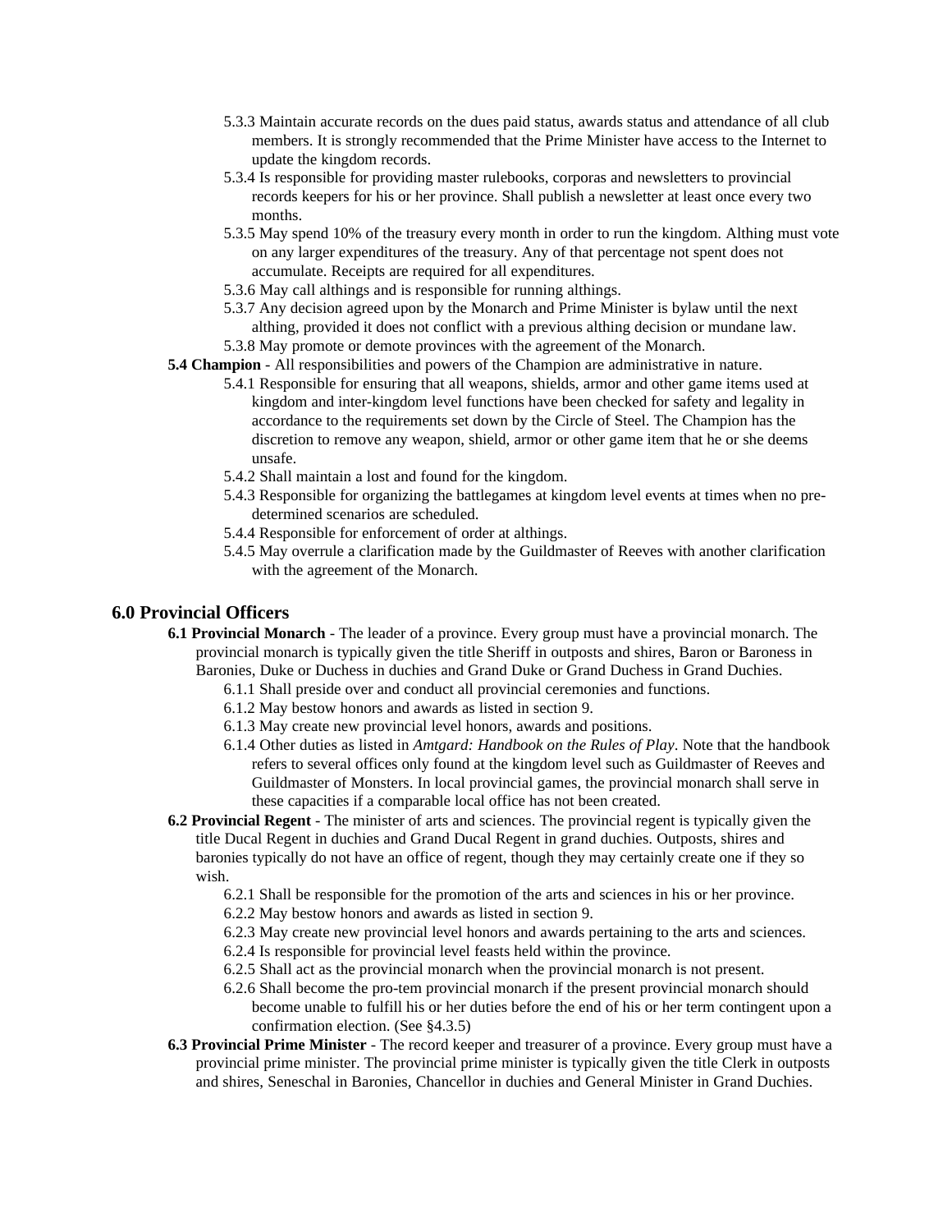5.3.3 Maintain accurate records on the dues paid status, awards status and attendance of all club members. It is strongly recommended that the Prime Minister have access to the Internet to update the kingdom records.

5.3.4 Is responsible for providing master rulebooks, corporas and newsletters to provincial records keepers for his or her province. Shall publish a newsletter at least once every two months.

5.3.5 May spend 10% of the treasury every month in order to run the kingdom. Althing must vote on any larger expenditures of the treasury. Any of that percentage not spent does not accumulate. Receipts are required for all expenditures.

5.3.6 May call althings and is responsible for running althings.

5.3.7 Any decision agreed upon by the Monarch and Prime Minister is bylaw until the next althing, provided it does not conflict with a previous althing decision or mundane law.

5.3.8 May promote or demote provinces with the agreement of the Monarch.

**5.4 Champion** - All responsibilities and powers of the Champion are administrative in nature.

5.4.1 Responsible for ensuring that all weapons, shields, armor and other game items used at kingdom and inter-kingdom level functions have been checked for safety and legality in accordance to the requirements set down by the Circle of Steel. The Champion has the discretion to remove any weapon, shield, armor or other game item that he or she deems unsafe.

5.4.2 Shall maintain a lost and found for the kingdom.

5.4.3 Responsible for organizing the battlegames at kingdom level events at times when no pre-determined scenarios are scheduled.

5.4.4 Responsible for enforcement of order at althings.

5.4.5 May overrule a clarification made by the Guildmaster of Reeves with another clarification with the agreement of the Monarch.

## 6.0 Provincial Officers

**6.1 Provincial Monarch** - The leader of a province. Every group must have a provincial monarch. The provincial monarch is typically given the title Sheriff in outposts and shires, Baron or Baroness in Baronies, Duke or Duchess in duchies and Grand Duke or Grand Duchess in Grand Duchies.

6.1.1 Shall preside over and conduct all provincial ceremonies and functions.

6.1.2 May bestow honors and awards as listed in section 9.

6.1.3 May create new provincial level honors, awards and positions.

6.1.4 Other duties as listed in *Amtgard: Handbook on the Rules of Play*. Note that the handbook refers to several offices only found at the kingdom level such as Guildmaster of Reeves and Guildmaster of Monsters. In local provincial games, the provincial monarch shall serve in these capacities if a comparable local office has not been created.

**6.2 Provincial Regent** - The minister of arts and sciences. The provincial regent is typically given the title Ducal Regent in duchies and Grand Ducal Regent in grand duchies. Outposts, shires and baronies typically do not have an office of regent, though they may certainly create one if they so wish.

6.2.1 Shall be responsible for the promotion of the arts and sciences in his or her province.

6.2.2 May bestow honors and awards as listed in section 9.

6.2.3 May create new provincial level honors and awards pertaining to the arts and sciences.

6.2.4 Is responsible for provincial level feasts held within the province.

6.2.5 Shall act as the provincial monarch when the provincial monarch is not present.

6.2.6 Shall become the pro-tem provincial monarch if the present provincial monarch should become unable to fulfill his or her duties before the end of his or her term contingent upon a confirmation election. (See §4.3.5)

**6.3 Provincial Prime Minister** - The record keeper and treasurer of a province. Every group must have a provincial prime minister. The provincial prime minister is typically given the title Clerk in outposts and shires, Seneschal in Baronies, Chancellor in duchies and General Minister in Grand Duchies.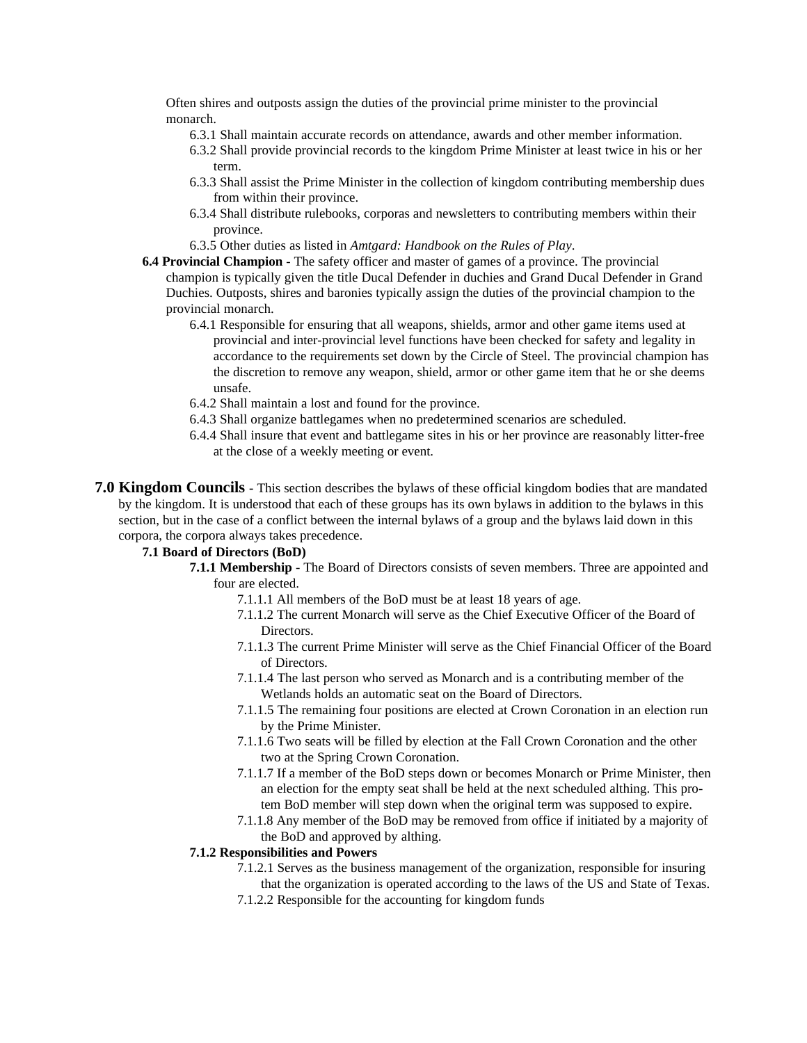Often shires and outposts assign the duties of the provincial prime minister to the provincial monarch.

- 6.3.1 Shall maintain accurate records on attendance, awards and other member information.
- 6.3.2 Shall provide provincial records to the kingdom Prime Minister at least twice in his or her term.
- 6.3.3 Shall assist the Prime Minister in the collection of kingdom contributing membership dues from within their province.
- 6.3.4 Shall distribute rulebooks, corporas and newsletters to contributing members within their province.
- 6.3.5 Other duties as listed in *Amtgard: Handbook on the Rules of Play*.

**6.4 Provincial Champion** - The safety officer and master of games of a province. The provincial champion is typically given the title Ducal Defender in duchies and Grand Ducal Defender in Grand Duchies. Outposts, shires and baronies typically assign the duties of the provincial champion to the provincial monarch.

- 6.4.1 Responsible for ensuring that all weapons, shields, armor and other game items used at provincial and inter-provincial level functions have been checked for safety and legality in accordance to the requirements set down by the Circle of Steel. The provincial champion has the discretion to remove any weapon, shield, armor or other game item that he or she deems unsafe.
- 6.4.2 Shall maintain a lost and found for the province.
- 6.4.3 Shall organize battlegames when no predetermined scenarios are scheduled.
- 6.4.4 Shall insure that event and battlegame sites in his or her province are reasonably litter-free at the close of a weekly meeting or event.

## 7.0 Kingdom Councils

This section describes the bylaws of these official kingdom bodies that are mandated by the kingdom. It is understood that each of these groups has its own bylaws in addition to the bylaws in this section, but in the case of a conflict between the internal bylaws of a group and the bylaws laid down in this corpora, the corpora always takes precedence.

### 7.1 Board of Directors (BoD)

**7.1.1 Membership** - The Board of Directors consists of seven members. Three are appointed and four are elected.

- 7.1.1.1 All members of the BoD must be at least 18 years of age.
- 7.1.1.2 The current Monarch will serve as the Chief Executive Officer of the Board of Directors.
- 7.1.1.3 The current Prime Minister will serve as the Chief Financial Officer of the Board of Directors.
- 7.1.1.4 The last person who served as Monarch and is a contributing member of the Wetlands holds an automatic seat on the Board of Directors.
- 7.1.1.5 The remaining four positions are elected at Crown Coronation in an election run by the Prime Minister.
- 7.1.1.6 Two seats will be filled by election at the Fall Crown Coronation and the other two at the Spring Crown Coronation.
- 7.1.1.7 If a member of the BoD steps down or becomes Monarch or Prime Minister, then an election for the empty seat shall be held at the next scheduled althing. This pro-tem BoD member will step down when the original term was supposed to expire.
- 7.1.1.8 Any member of the BoD may be removed from office if initiated by a majority of the BoD and approved by althing.

**7.1.2 Responsibilities and Powers**

- 7.1.2.1 Serves as the business management of the organization, responsible for insuring that the organization is operated according to the laws of the US and State of Texas.
- 7.1.2.2 Responsible for the accounting for kingdom funds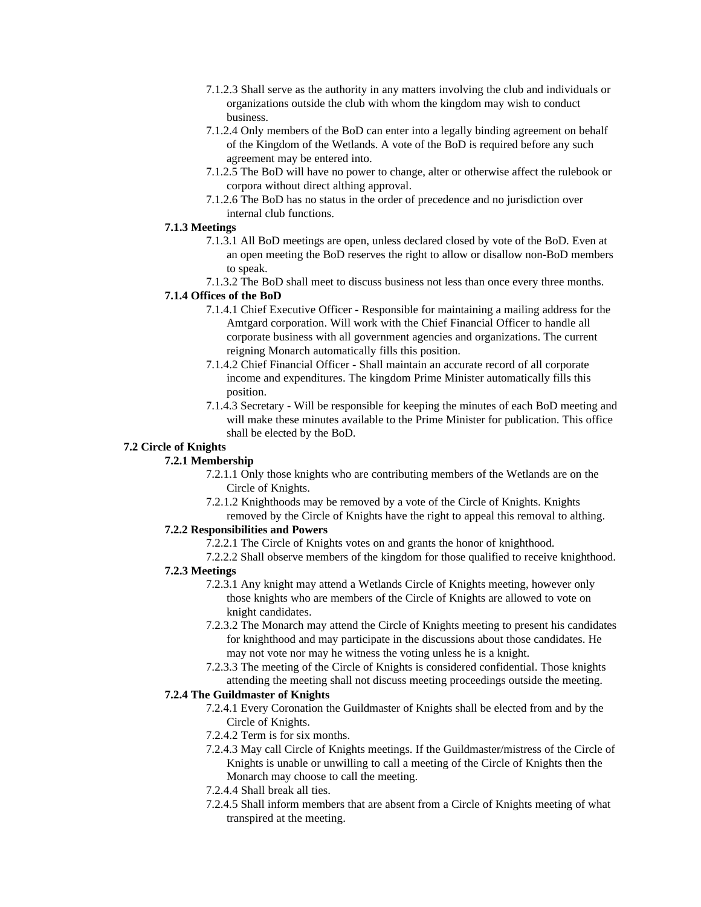7.1.2.3 Shall serve as the authority in any matters involving the club and individuals or organizations outside the club with whom the kingdom may wish to conduct business.

7.1.2.4 Only members of the BoD can enter into a legally binding agreement on behalf of the Kingdom of the Wetlands. A vote of the BoD is required before any such agreement may be entered into.

7.1.2.5 The BoD will have no power to change, alter or otherwise affect the rulebook or corpora without direct althing approval.

7.1.2.6 The BoD has no status in the order of precedence and no jurisdiction over internal club functions.

**7.1.3 Meetings**

7.1.3.1 All BoD meetings are open, unless declared closed by vote of the BoD. Even at an open meeting the BoD reserves the right to allow or disallow non-BoD members to speak.

7.1.3.2 The BoD shall meet to discuss business not less than once every three months.

**7.1.4 Offices of the BoD**

7.1.4.1 Chief Executive Officer - Responsible for maintaining a mailing address for the Amtgard corporation. Will work with the Chief Financial Officer to handle all corporate business with all government agencies and organizations. The current reigning Monarch automatically fills this position.

7.1.4.2 Chief Financial Officer - Shall maintain an accurate record of all corporate income and expenditures. The kingdom Prime Minister automatically fills this position.

7.1.4.3 Secretary - Will be responsible for keeping the minutes of each BoD meeting and will make these minutes available to the Prime Minister for publication. This office shall be elected by the BoD.

**7.2 Circle of Knights**

**7.2.1 Membership**

7.2.1.1 Only those knights who are contributing members of the Wetlands are on the Circle of Knights.

7.2.1.2 Knighthoods may be removed by a vote of the Circle of Knights. Knights removed by the Circle of Knights have the right to appeal this removal to althing.

**7.2.2 Responsibilities and Powers**

7.2.2.1 The Circle of Knights votes on and grants the honor of knighthood.

7.2.2.2 Shall observe members of the kingdom for those qualified to receive knighthood.

**7.2.3 Meetings**

7.2.3.1 Any knight may attend a Wetlands Circle of Knights meeting, however only those knights who are members of the Circle of Knights are allowed to vote on knight candidates.

7.2.3.2 The Monarch may attend the Circle of Knights meeting to present his candidates for knighthood and may participate in the discussions about those candidates. He may not vote nor may he witness the voting unless he is a knight.

7.2.3.3 The meeting of the Circle of Knights is considered confidential. Those knights attending the meeting shall not discuss meeting proceedings outside the meeting.

**7.2.4 The Guildmaster of Knights**

7.2.4.1 Every Coronation the Guildmaster of Knights shall be elected from and by the Circle of Knights.

7.2.4.2 Term is for six months.

7.2.4.3 May call Circle of Knights meetings. If the Guildmaster/mistress of the Circle of Knights is unable or unwilling to call a meeting of the Circle of Knights then the Monarch may choose to call the meeting.

7.2.4.4 Shall break all ties.

7.2.4.5 Shall inform members that are absent from a Circle of Knights meeting of what transpired at the meeting.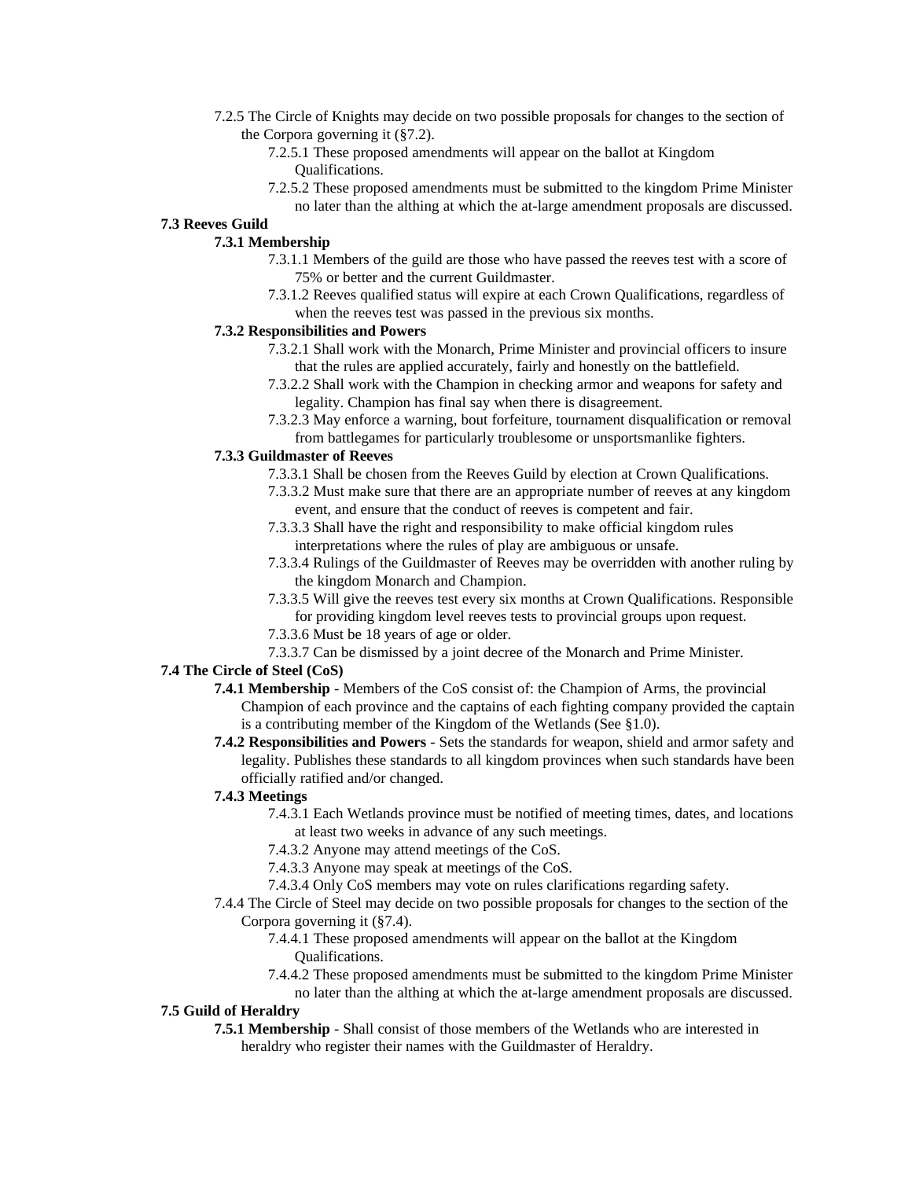7.2.5 The Circle of Knights may decide on two possible proposals for changes to the section of the Corpora governing it (§7.2).

7.2.5.1 These proposed amendments will appear on the ballot at Kingdom Qualifications.

7.2.5.2 These proposed amendments must be submitted to the kingdom Prime Minister no later than the althing at which the at-large amendment proposals are discussed.

**7.3 Reeves Guild**

**7.3.1 Membership**

7.3.1.1 Members of the guild are those who have passed the reeves test with a score of 75% or better and the current Guildmaster.

7.3.1.2 Reeves qualified status will expire at each Crown Qualifications, regardless of when the reeves test was passed in the previous six months.

**7.3.2 Responsibilities and Powers**

7.3.2.1 Shall work with the Monarch, Prime Minister and provincial officers to insure that the rules are applied accurately, fairly and honestly on the battlefield.

7.3.2.2 Shall work with the Champion in checking armor and weapons for safety and legality. Champion has final say when there is disagreement.

7.3.2.3 May enforce a warning, bout forfeiture, tournament disqualification or removal from battlegames for particularly troublesome or unsportsmanlike fighters.

**7.3.3 Guildmaster of Reeves**

7.3.3.1 Shall be chosen from the Reeves Guild by election at Crown Qualifications.

7.3.3.2 Must make sure that there are an appropriate number of reeves at any kingdom event, and ensure that the conduct of reeves is competent and fair.

7.3.3.3 Shall have the right and responsibility to make official kingdom rules interpretations where the rules of play are ambiguous or unsafe.

7.3.3.4 Rulings of the Guildmaster of Reeves may be overridden with another ruling by the kingdom Monarch and Champion.

7.3.3.5 Will give the reeves test every six months at Crown Qualifications. Responsible for providing kingdom level reeves tests to provincial groups upon request.

7.3.3.6 Must be 18 years of age or older.

7.3.3.7 Can be dismissed by a joint decree of the Monarch and Prime Minister.

**7.4 The Circle of Steel (CoS)**

**7.4.1 Membership** - Members of the CoS consist of: the Champion of Arms, the provincial Champion of each province and the captains of each fighting company provided the captain is a contributing member of the Kingdom of the Wetlands (See §1.0).

**7.4.2 Responsibilities and Powers** - Sets the standards for weapon, shield and armor safety and legality. Publishes these standards to all kingdom provinces when such standards have been officially ratified and/or changed.

**7.4.3 Meetings**

7.4.3.1 Each Wetlands province must be notified of meeting times, dates, and locations at least two weeks in advance of any such meetings.

7.4.3.2 Anyone may attend meetings of the CoS.

7.4.3.3 Anyone may speak at meetings of the CoS.

7.4.3.4 Only CoS members may vote on rules clarifications regarding safety.

7.4.4 The Circle of Steel may decide on two possible proposals for changes to the section of the Corpora governing it (§7.4).

7.4.4.1 These proposed amendments will appear on the ballot at the Kingdom Qualifications.

7.4.4.2 These proposed amendments must be submitted to the kingdom Prime Minister no later than the althing at which the at-large amendment proposals are discussed.

**7.5 Guild of Heraldry**

**7.5.1 Membership** - Shall consist of those members of the Wetlands who are interested in heraldry who register their names with the Guildmaster of Heraldry.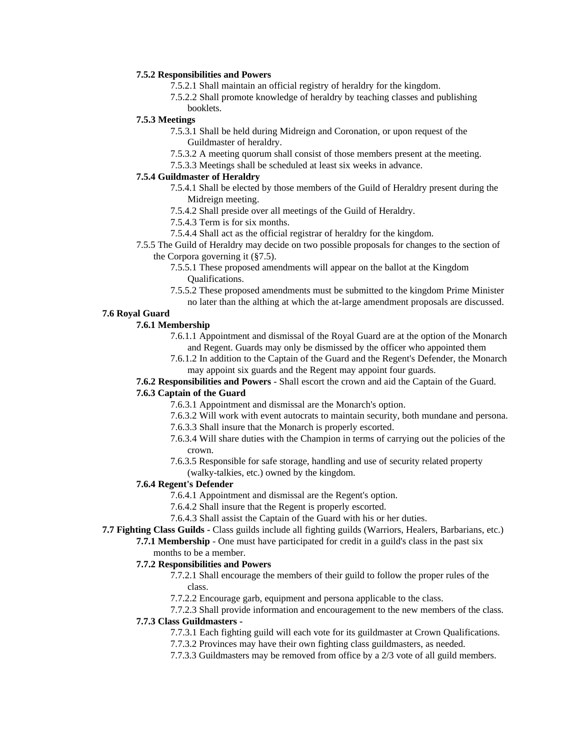**7.5.2 Responsibilities and Powers**

7.5.2.1 Shall maintain an official registry of heraldry for the kingdom.

7.5.2.2 Shall promote knowledge of heraldry by teaching classes and publishing booklets.

**7.5.3 Meetings**

7.5.3.1 Shall be held during Midreign and Coronation, or upon request of the Guildmaster of heraldry.

7.5.3.2 A meeting quorum shall consist of those members present at the meeting.

7.5.3.3 Meetings shall be scheduled at least six weeks in advance.

**7.5.4 Guildmaster of Heraldry**

7.5.4.1 Shall be elected by those members of the Guild of Heraldry present during the Midreign meeting.

7.5.4.2 Shall preside over all meetings of the Guild of Heraldry.

7.5.4.3 Term is for six months.

7.5.4.4 Shall act as the official registrar of heraldry for the kingdom.

7.5.5 The Guild of Heraldry may decide on two possible proposals for changes to the section of the Corpora governing it (§7.5).

7.5.5.1 These proposed amendments will appear on the ballot at the Kingdom Qualifications.

7.5.5.2 These proposed amendments must be submitted to the kingdom Prime Minister no later than the althing at which the at-large amendment proposals are discussed.

**7.6 Royal Guard**

**7.6.1 Membership**

7.6.1.1 Appointment and dismissal of the Royal Guard are at the option of the Monarch and Regent. Guards may only be dismissed by the officer who appointed them

7.6.1.2 In addition to the Captain of the Guard and the Regent's Defender, the Monarch may appoint six guards and the Regent may appoint four guards.

**7.6.2 Responsibilities and Powers** - Shall escort the crown and aid the Captain of the Guard.

**7.6.3 Captain of the Guard**

7.6.3.1 Appointment and dismissal are the Monarch's option.

7.6.3.2 Will work with event autocrats to maintain security, both mundane and persona.

7.6.3.3 Shall insure that the Monarch is properly escorted.

7.6.3.4 Will share duties with the Champion in terms of carrying out the policies of the crown.

7.6.3.5 Responsible for safe storage, handling and use of security related property (walky-talkies, etc.) owned by the kingdom.

**7.6.4 Regent's Defender**

7.6.4.1 Appointment and dismissal are the Regent's option.

7.6.4.2 Shall insure that the Regent is properly escorted.

7.6.4.3 Shall assist the Captain of the Guard with his or her duties.

**7.7 Fighting Class Guilds** - Class guilds include all fighting guilds (Warriors, Healers, Barbarians, etc.)

**7.7.1 Membership** - One must have participated for credit in a guild's class in the past six months to be a member.

**7.7.2 Responsibilities and Powers**

7.7.2.1 Shall encourage the members of their guild to follow the proper rules of the class.

7.7.2.2 Encourage garb, equipment and persona applicable to the class.

7.7.2.3 Shall provide information and encouragement to the new members of the class.

**7.7.3 Class Guildmasters -**

7.7.3.1 Each fighting guild will each vote for its guildmaster at Crown Qualifications.

7.7.3.2 Provinces may have their own fighting class guildmasters, as needed.

7.7.3.3 Guildmasters may be removed from office by a 2/3 vote of all guild members.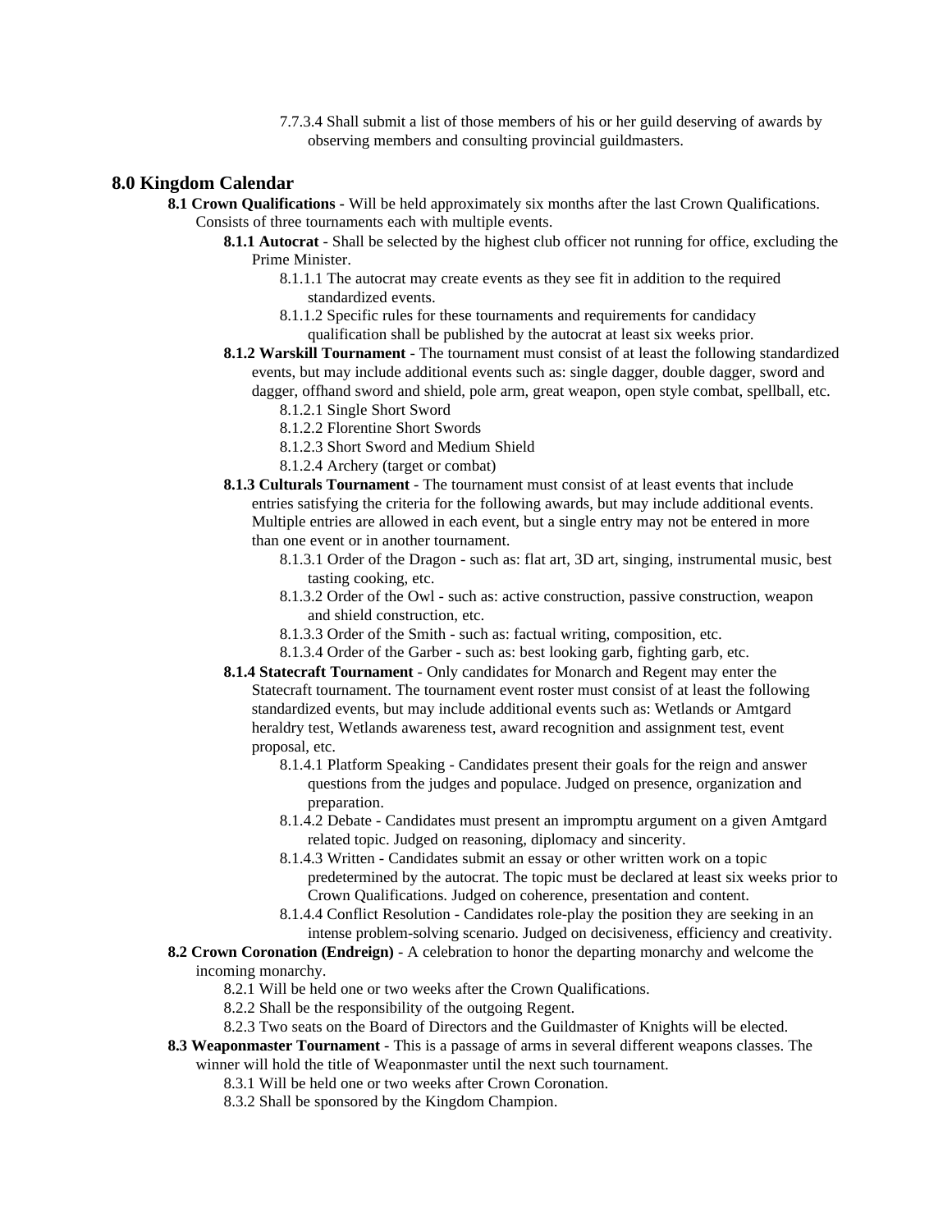7.7.3.4 Shall submit a list of those members of his or her guild deserving of awards by observing members and consulting provincial guildmasters.

## 8.0 Kingdom Calendar

**8.1 Crown Qualifications** - Will be held approximately six months after the last Crown Qualifications. Consists of three tournaments each with multiple events.

**8.1.1 Autocrat** - Shall be selected by the highest club officer not running for office, excluding the Prime Minister.

8.1.1.1 The autocrat may create events as they see fit in addition to the required standardized events.

8.1.1.2 Specific rules for these tournaments and requirements for candidacy qualification shall be published by the autocrat at least six weeks prior.

**8.1.2 Warskill Tournament** - The tournament must consist of at least the following standardized events, but may include additional events such as: single dagger, double dagger, sword and dagger, offhand sword and shield, pole arm, great weapon, open style combat, spellball, etc.

8.1.2.1 Single Short Sword

8.1.2.2 Florentine Short Swords

8.1.2.3 Short Sword and Medium Shield

8.1.2.4 Archery (target or combat)

**8.1.3 Culturals Tournament** - The tournament must consist of at least events that include entries satisfying the criteria for the following awards, but may include additional events. Multiple entries are allowed in each event, but a single entry may not be entered in more than one event or in another tournament.

8.1.3.1 Order of the Dragon - such as: flat art, 3D art, singing, instrumental music, best tasting cooking, etc.

8.1.3.2 Order of the Owl - such as: active construction, passive construction, weapon and shield construction, etc.

8.1.3.3 Order of the Smith - such as: factual writing, composition, etc.

8.1.3.4 Order of the Garber - such as: best looking garb, fighting garb, etc.

**8.1.4 Statecraft Tournament** - Only candidates for Monarch and Regent may enter the Statecraft tournament. The tournament event roster must consist of at least the following standardized events, but may include additional events such as: Wetlands or Amtgard heraldry test, Wetlands awareness test, award recognition and assignment test, event proposal, etc.

8.1.4.1 Platform Speaking - Candidates present their goals for the reign and answer questions from the judges and populace. Judged on presence, organization and preparation.

8.1.4.2 Debate - Candidates must present an impromptu argument on a given Amtgard related topic. Judged on reasoning, diplomacy and sincerity.

8.1.4.3 Written - Candidates submit an essay or other written work on a topic predetermined by the autocrat. The topic must be declared at least six weeks prior to Crown Qualifications. Judged on coherence, presentation and content.

8.1.4.4 Conflict Resolution - Candidates role-play the position they are seeking in an intense problem-solving scenario. Judged on decisiveness, efficiency and creativity.

**8.2 Crown Coronation (Endreign)** - A celebration to honor the departing monarchy and welcome the incoming monarchy.

8.2.1 Will be held one or two weeks after the Crown Qualifications.

8.2.2 Shall be the responsibility of the outgoing Regent.

8.2.3 Two seats on the Board of Directors and the Guildmaster of Knights will be elected.

**8.3 Weaponmaster Tournament** - This is a passage of arms in several different weapons classes. The winner will hold the title of Weaponmaster until the next such tournament.

8.3.1 Will be held one or two weeks after Crown Coronation.

8.3.2 Shall be sponsored by the Kingdom Champion.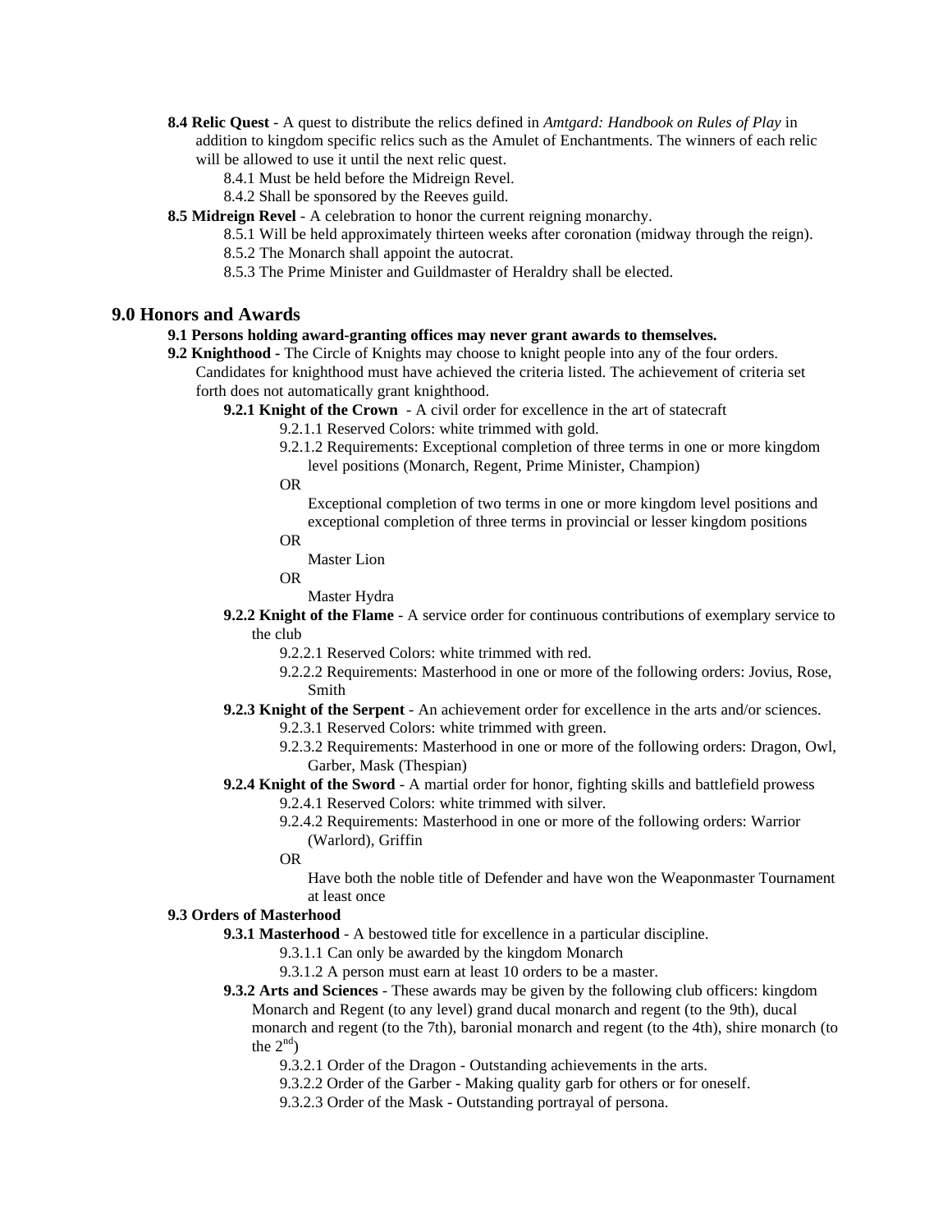**8.4 Relic Quest** - A quest to distribute the relics defined in *Amtgard: Handbook on Rules of Play* in addition to kingdom specific relics such as the Amulet of Enchantments. The winners of each relic will be allowed to use it until the next relic quest.

8.4.1 Must be held before the Midreign Revel.

8.4.2 Shall be sponsored by the Reeves guild.

**8.5 Midreign Revel** - A celebration to honor the current reigning monarchy.

8.5.1 Will be held approximately thirteen weeks after coronation (midway through the reign).

8.5.2 The Monarch shall appoint the autocrat.

8.5.3 The Prime Minister and Guildmaster of Heraldry shall be elected.

## 9.0 Honors and Awards

**9.1 Persons holding award-granting offices may never grant awards to themselves.**

**9.2 Knighthood** - The Circle of Knights may choose to knight people into any of the four orders. Candidates for knighthood must have achieved the criteria listed. The achievement of criteria set forth does not automatically grant knighthood.

**9.2.1 Knight of the Crown** - A civil order for excellence in the art of statecraft

9.2.1.1 Reserved Colors: white trimmed with gold.

9.2.1.2 Requirements: Exceptional completion of three terms in one or more kingdom level positions (Monarch, Regent, Prime Minister, Champion)

OR

Exceptional completion of two terms in one or more kingdom level positions and exceptional completion of three terms in provincial or lesser kingdom positions

OR

Master Lion

OR

Master Hydra

**9.2.2 Knight of the Flame** - A service order for continuous contributions of exemplary service to the club

9.2.2.1 Reserved Colors: white trimmed with red.

9.2.2.2 Requirements: Masterhood in one or more of the following orders: Jovius, Rose, Smith

**9.2.3 Knight of the Serpent** - An achievement order for excellence in the arts and/or sciences.

9.2.3.1 Reserved Colors: white trimmed with green.

9.2.3.2 Requirements: Masterhood in one or more of the following orders: Dragon, Owl, Garber, Mask (Thespian)

**9.2.4 Knight of the Sword** - A martial order for honor, fighting skills and battlefield prowess

9.2.4.1 Reserved Colors: white trimmed with silver.

9.2.4.2 Requirements: Masterhood in one or more of the following orders: Warrior (Warlord), Griffin

OR

Have both the noble title of Defender and have won the Weaponmaster Tournament at least once

**9.3 Orders of Masterhood**

**9.3.1 Masterhood** - A bestowed title for excellence in a particular discipline.

9.3.1.1 Can only be awarded by the kingdom Monarch

9.3.1.2 A person must earn at least 10 orders to be a master.

**9.3.2 Arts and Sciences** - These awards may be given by the following club officers: kingdom Monarch and Regent (to any level) grand ducal monarch and regent (to the 9th), ducal monarch and regent (to the 7th), baronial monarch and regent (to the 4th), shire monarch (to the 2nd)

9.3.2.1 Order of the Dragon - Outstanding achievements in the arts.

9.3.2.2 Order of the Garber - Making quality garb for others or for oneself.

9.3.2.3 Order of the Mask - Outstanding portrayal of persona.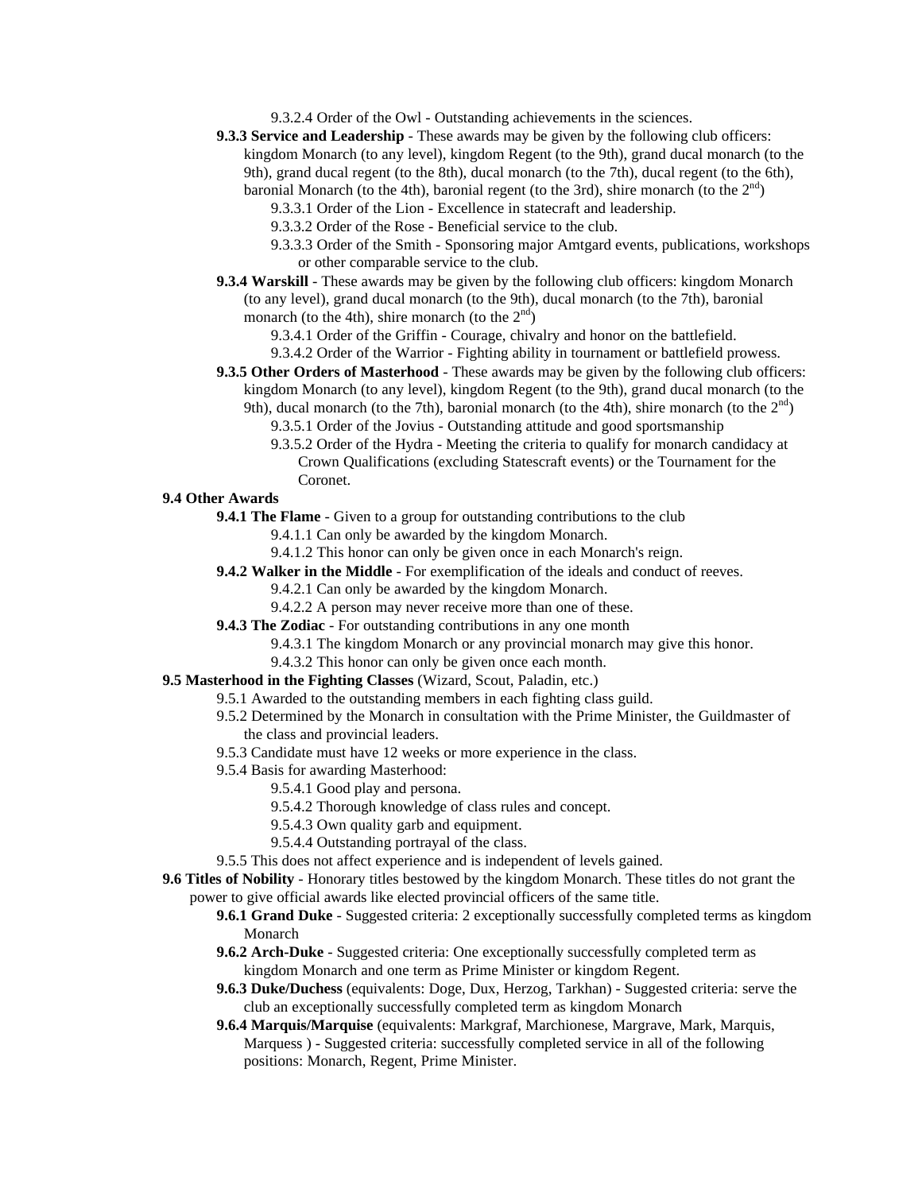9.3.2.4 Order of the Owl - Outstanding achievements in the sciences.

**9.3.3 Service and Leadership** - These awards may be given by the following club officers: kingdom Monarch (to any level), kingdom Regent (to the 9th), grand ducal monarch (to the 9th), grand ducal regent (to the 8th), ducal monarch (to the 7th), ducal regent (to the 6th), baronial Monarch (to the 4th), baronial regent (to the 3rd), shire monarch (to the 2nd)

9.3.3.1 Order of the Lion - Excellence in statecraft and leadership.

9.3.3.2 Order of the Rose - Beneficial service to the club.

9.3.3.3 Order of the Smith - Sponsoring major Amtgard events, publications, workshops or other comparable service to the club.

**9.3.4 Warskill** - These awards may be given by the following club officers: kingdom Monarch (to any level), grand ducal monarch (to the 9th), ducal monarch (to the 7th), baronial monarch (to the 4th), shire monarch (to the 2nd)

9.3.4.1 Order of the Griffin - Courage, chivalry and honor on the battlefield.

9.3.4.2 Order of the Warrior - Fighting ability in tournament or battlefield prowess.

**9.3.5 Other Orders of Masterhood** - These awards may be given by the following club officers: kingdom Monarch (to any level), kingdom Regent (to the 9th), grand ducal monarch (to the 9th), ducal monarch (to the 7th), baronial monarch (to the 4th), shire monarch (to the 2nd)

9.3.5.1 Order of the Jovius - Outstanding attitude and good sportsmanship

9.3.5.2 Order of the Hydra - Meeting the criteria to qualify for monarch candidacy at Crown Qualifications (excluding Statescraft events) or the Tournament for the Coronet.

**9.4 Other Awards**

**9.4.1 The Flame** - Given to a group for outstanding contributions to the club

9.4.1.1 Can only be awarded by the kingdom Monarch.

9.4.1.2 This honor can only be given once in each Monarch's reign.

**9.4.2 Walker in the Middle** - For exemplification of the ideals and conduct of reeves.

9.4.2.1 Can only be awarded by the kingdom Monarch.

9.4.2.2 A person may never receive more than one of these.

**9.4.3 The Zodiac** - For outstanding contributions in any one month

9.4.3.1 The kingdom Monarch or any provincial monarch may give this honor.

9.4.3.2 This honor can only be given once each month.

**9.5 Masterhood in the Fighting Classes** (Wizard, Scout, Paladin, etc.)

9.5.1 Awarded to the outstanding members in each fighting class guild.

9.5.2 Determined by the Monarch in consultation with the Prime Minister, the Guildmaster of the class and provincial leaders.

9.5.3 Candidate must have 12 weeks or more experience in the class.

9.5.4 Basis for awarding Masterhood:

9.5.4.1 Good play and persona.

9.5.4.2 Thorough knowledge of class rules and concept.

9.5.4.3 Own quality garb and equipment.

9.5.4.4 Outstanding portrayal of the class.

9.5.5 This does not affect experience and is independent of levels gained.

**9.6 Titles of Nobility** - Honorary titles bestowed by the kingdom Monarch. These titles do not grant the power to give official awards like elected provincial officers of the same title.

**9.6.1 Grand Duke** - Suggested criteria: 2 exceptionally successfully completed terms as kingdom Monarch

**9.6.2 Arch-Duke** - Suggested criteria: One exceptionally successfully completed term as kingdom Monarch and one term as Prime Minister or kingdom Regent.

**9.6.3 Duke/Duchess** (equivalents: Doge, Dux, Herzog, Tarkhan) - Suggested criteria: serve the club an exceptionally successfully completed term as kingdom Monarch

**9.6.4 Marquis/Marquise** (equivalents: Markgraf, Marchionese, Margrave, Mark, Marquis, Marquess ) - Suggested criteria: successfully completed service in all of the following positions: Monarch, Regent, Prime Minister.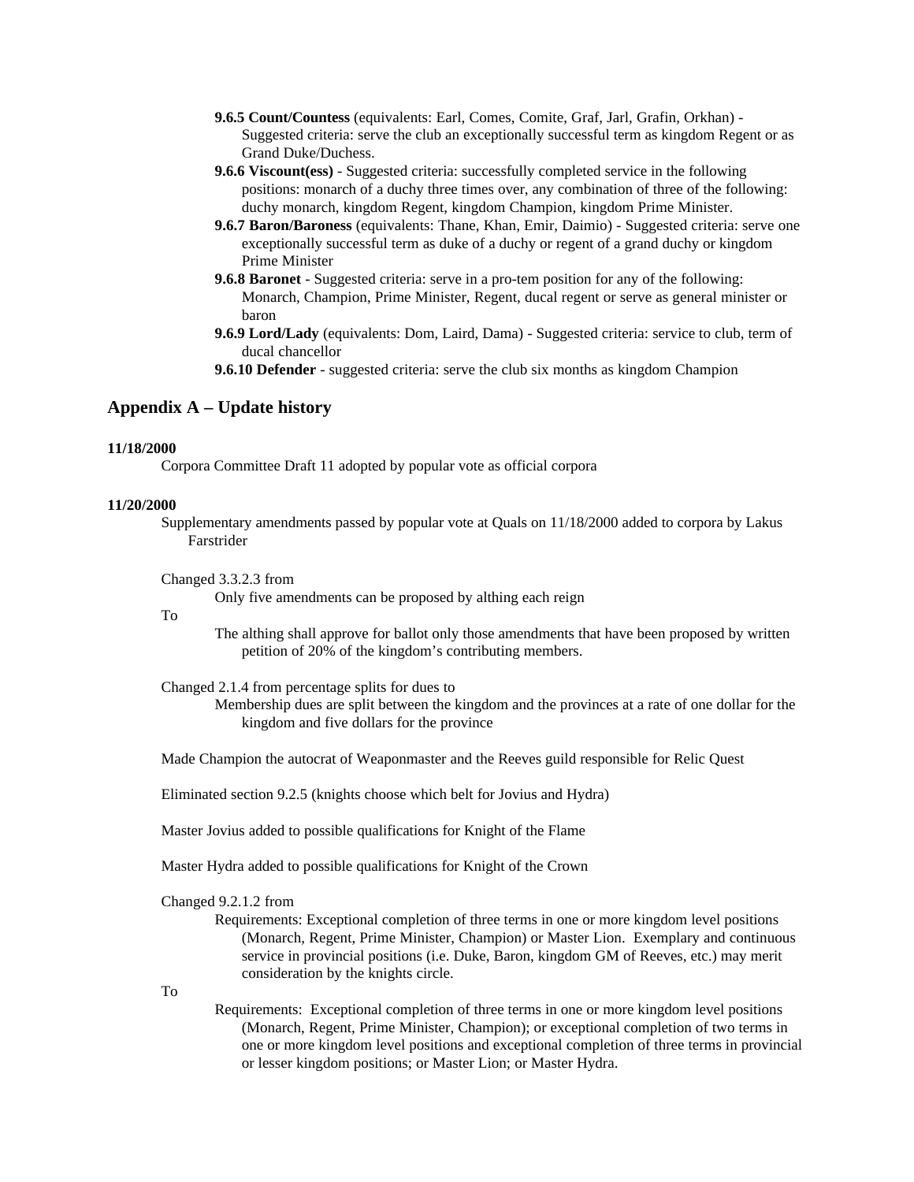**9.6.5 Count/Countess** (equivalents: Earl, Comes, Comite, Graf, Jarl, Grafin, Orkhan) - Suggested criteria: serve the club an exceptionally successful term as kingdom Regent or as Grand Duke/Duchess.

**9.6.6 Viscount(ess)** - Suggested criteria: successfully completed service in the following positions: monarch of a duchy three times over, any combination of three of the following: duchy monarch, kingdom Regent, kingdom Champion, kingdom Prime Minister.

**9.6.7 Baron/Baroness** (equivalents: Thane, Khan, Emir, Daimio) - Suggested criteria: serve one exceptionally successful term as duke of a duchy or regent of a grand duchy or kingdom Prime Minister

**9.6.8 Baronet** - Suggested criteria: serve in a pro-tem position for any of the following: Monarch, Champion, Prime Minister, Regent, ducal regent or serve as general minister or baron

**9.6.9 Lord/Lady** (equivalents: Dom, Laird, Dama) - Suggested criteria: service to club, term of ducal chancellor

**9.6.10 Defender** - suggested criteria: serve the club six months as kingdom Champion

## Appendix A – Update history

**11/18/2000**

Corpora Committee Draft 11 adopted by popular vote as official corpora

**11/20/2000**

Supplementary amendments passed by popular vote at Quals on 11/18/2000 added to corpora by Lakus Farstrider

Changed 3.3.2.3 from

> Only five amendments can be proposed by althing each reign

To

> The althing shall approve for ballot only those amendments that have been proposed by written petition of 20% of the kingdom's contributing members.

Changed 2.1.4 from percentage splits for dues to

> Membership dues are split between the kingdom and the provinces at a rate of one dollar for the kingdom and five dollars for the province

Made Champion the autocrat of Weaponmaster and the Reeves guild responsible for Relic Quest

Eliminated section 9.2.5 (knights choose which belt for Jovius and Hydra)

Master Jovius added to possible qualifications for Knight of the Flame

Master Hydra added to possible qualifications for Knight of the Crown

Changed 9.2.1.2 from

> Requirements: Exceptional completion of three terms in one or more kingdom level positions (Monarch, Regent, Prime Minister, Champion) or Master Lion. Exemplary and continuous service in provincial positions (i.e. Duke, Baron, kingdom GM of Reeves, etc.) may merit consideration by the knights circle.

To

> Requirements: Exceptional completion of three terms in one or more kingdom level positions (Monarch, Regent, Prime Minister, Champion); or exceptional completion of two terms in one or more kingdom level positions and exceptional completion of three terms in provincial or lesser kingdom positions; or Master Lion; or Master Hydra.